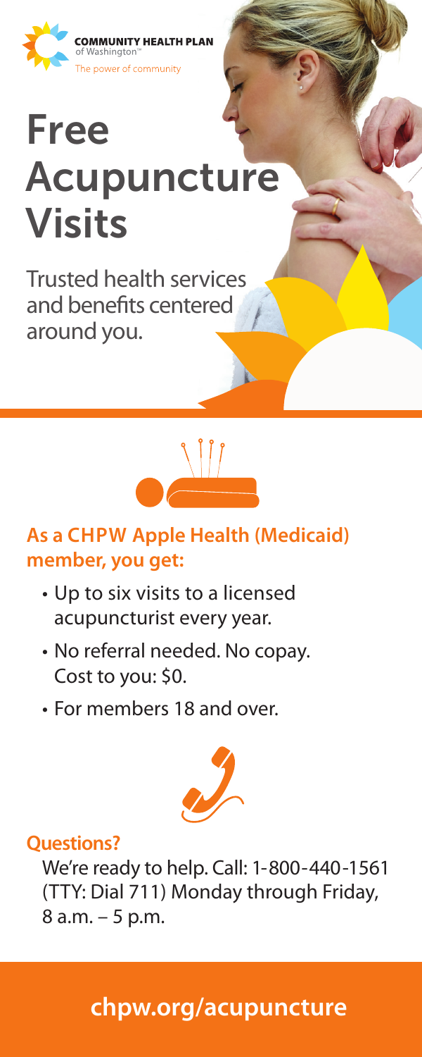COMMUNITY HEALTH PLAN
of Washington™
The power of community

# Free Acupuncture Visits

Trusted health services and benefits centered around you.

## As a CHPW Apple Health (Medicaid) member, you get:

- Up to six visits to a licensed acupuncturist every year.
- No referral needed. No copay. Cost to you: $0.
- For members 18 and over.

## Questions?

We're ready to help. Call: 1-800-440-1561 (TTY: Dial 711) Monday through Friday, 8 a.m. – 5 p.m.

**chpw.org/acupuncture**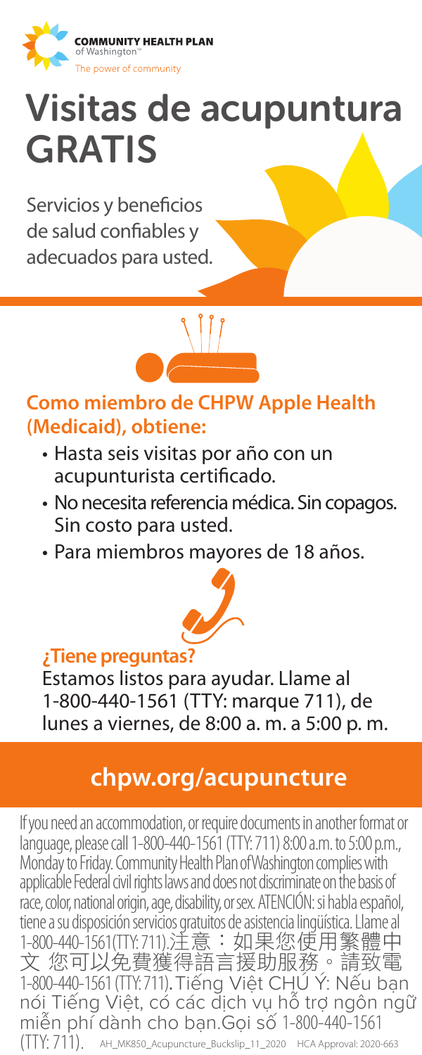COMMUNITY HEALTH PLAN of Washington™

The power of community

# Visitas de acupuntura GRATIS

Servicios y beneficios de salud confiables y adecuados para usted.

## Como miembro de CHPW Apple Health (Medicaid), obtiene:

- Hasta seis visitas por año con un acupunturista certificado.
- No necesita referencia médica. Sin copagos. Sin costo para usted.
- Para miembros mayores de 18 años.

## ¿Tiene preguntas?

Estamos listos para ayudar. Llame al 1-800-440-1561 (TTY: marque 711), de lunes a viernes, de 8:00 a. m. a 5:00 p. m.

## chpw.org/acupuncture

If you need an accommodation, or require documents in another format or language, please call 1-800-440-1561 (TTY: 711) 8:00 a.m. to 5:00 p.m., Monday to Friday. Community Health Plan of Washington complies with applicable Federal civil rights laws and does not discriminate on the basis of race, color, national origin, age, disability, or sex. ATENCIÓN: si habla español, tiene a su disposición servicios gratuitos de asistencia lingüística. Llame al 1-800-440-1561(TTY: 711).注意：如果您使用繁體中文 您可以免費獲得語言援助服務。請致電 1-800-440-1561 (TTY: 711). Tiếng Việt CHÚ Ý: Nếu bạn nói Tiếng Việt, có các dịch vụ hỗ trợ ngôn ngữ miễn phí dành cho bạn.Gọi số 1-800-440-1561 (TTY: 711).

AH_MK850_Acupuncture_Buckslip_11_2020 HCA Approval: 2020-663